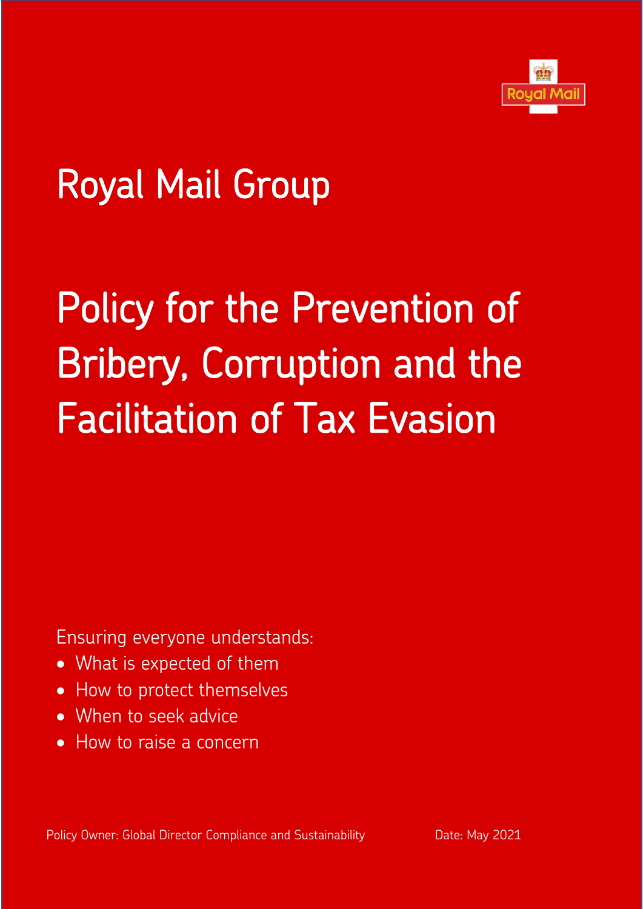# Royal Mail Group

# Policy for the Prevention of Bribery, Corruption and the Facilitation of Tax Evasion

Ensuring everyone understands:

- What is expected of them
- How to protect themselves
- When to seek advice
- How to raise a concern

Policy Owner: Global Director Compliance and Sustainability

Date: May 2021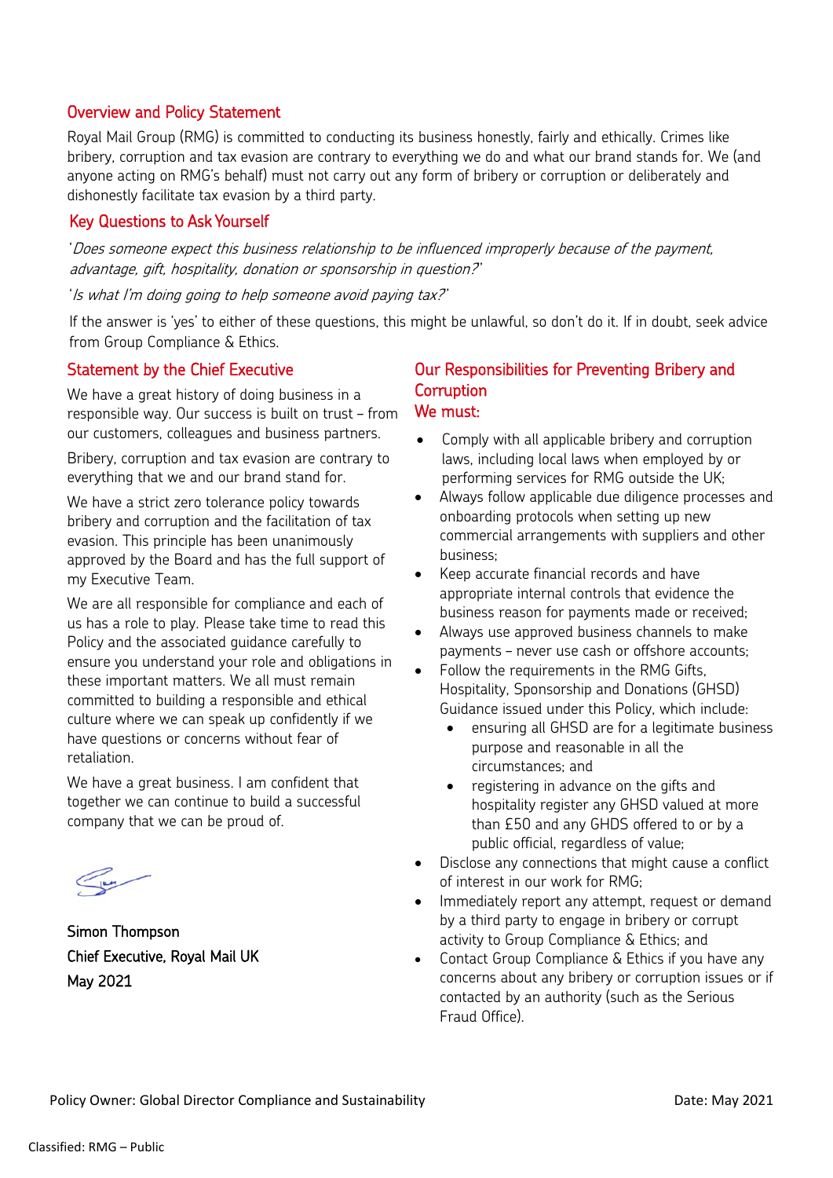## Overview and Policy Statement

Royal Mail Group (RMG) is committed to conducting its business honestly, fairly and ethically. Crimes like bribery, corruption and tax evasion are contrary to everything we do and what our brand stands for. We (and anyone acting on RMG's behalf) must not carry out any form of bribery or corruption or deliberately and dishonestly facilitate tax evasion by a third party.

## Key Questions to Ask Yourself

'*Does someone expect this business relationship to be influenced improperly because of the payment, advantage, gift, hospitality, donation or sponsorship in question?*'

'*Is what I'm doing going to help someone avoid paying tax?*'

If the answer is 'yes' to either of these questions, this might be unlawful, so don't do it. If in doubt, seek advice from Group Compliance & Ethics.

## Statement by the Chief Executive

We have a great history of doing business in a responsible way. Our success is built on trust – from our customers, colleagues and business partners.

Bribery, corruption and tax evasion are contrary to everything that we and our brand stand for.

We have a strict zero tolerance policy towards bribery and corruption and the facilitation of tax evasion. This principle has been unanimously approved by the Board and has the full support of my Executive Team.

We are all responsible for compliance and each of us has a role to play. Please take time to read this Policy and the associated guidance carefully to ensure you understand your role and obligations in these important matters. We all must remain committed to building a responsible and ethical culture where we can speak up confidently if we have questions or concerns without fear of retaliation.

We have a great business. I am confident that together we can continue to build a successful company that we can be proud of.

Simon Thompson
Chief Executive, Royal Mail UK
May 2021

## Our Responsibilities for Preventing Bribery and Corruption

### We must:

- Comply with all applicable bribery and corruption laws, including local laws when employed by or performing services for RMG outside the UK;
- Always follow applicable due diligence processes and onboarding protocols when setting up new commercial arrangements with suppliers and other business;
- Keep accurate financial records and have appropriate internal controls that evidence the business reason for payments made or received;
- Always use approved business channels to make payments – never use cash or offshore accounts;
- Follow the requirements in the RMG Gifts, Hospitality, Sponsorship and Donations (GHSD) Guidance issued under this Policy, which include:
  - ensuring all GHSD are for a legitimate business purpose and reasonable in all the circumstances; and
  - registering in advance on the gifts and hospitality register any GHSD valued at more than £50 and any GHDS offered to or by a public official, regardless of value;
- Disclose any connections that might cause a conflict of interest in our work for RMG;
- Immediately report any attempt, request or demand by a third party to engage in bribery or corrupt activity to Group Compliance & Ethics; and
- Contact Group Compliance & Ethics if you have any concerns about any bribery or corruption issues or if contacted by an authority (such as the Serious Fraud Office).

Policy Owner: Global Director Compliance and Sustainability | Date: May 2021

Classified: RMG – Public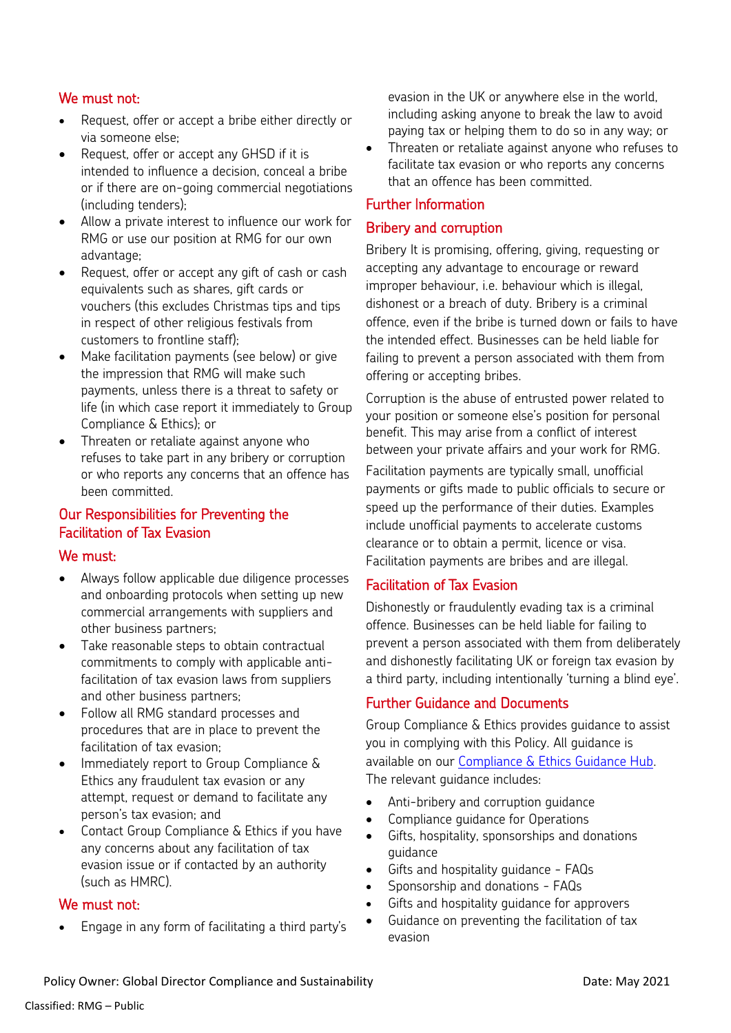### We must not:

- Request, offer or accept a bribe either directly or via someone else;
- Request, offer or accept any GHSD if it is intended to influence a decision, conceal a bribe or if there are on-going commercial negotiations (including tenders);
- Allow a private interest to influence our work for RMG or use our position at RMG for our own advantage;
- Request, offer or accept any gift of cash or cash equivalents such as shares, gift cards or vouchers (this excludes Christmas tips and tips in respect of other religious festivals from customers to frontline staff);
- Make facilitation payments (see below) or give the impression that RMG will make such payments, unless there is a threat to safety or life (in which case report it immediately to Group Compliance & Ethics); or
- Threaten or retaliate against anyone who refuses to take part in any bribery or corruption or who reports any concerns that an offence has been committed.

## Our Responsibilities for Preventing the Facilitation of Tax Evasion

### We must:

- Always follow applicable due diligence processes and onboarding protocols when setting up new commercial arrangements with suppliers and other business partners;
- Take reasonable steps to obtain contractual commitments to comply with applicable anti-facilitation of tax evasion laws from suppliers and other business partners;
- Follow all RMG standard processes and procedures that are in place to prevent the facilitation of tax evasion;
- Immediately report to Group Compliance & Ethics any fraudulent tax evasion or any attempt, request or demand to facilitate any person's tax evasion; and
- Contact Group Compliance & Ethics if you have any concerns about any facilitation of tax evasion issue or if contacted by an authority (such as HMRC).

### We must not:

- Engage in any form of facilitating a third party's evasion in the UK or anywhere else in the world, including asking anyone to break the law to avoid paying tax or helping them to do so in any way; or
- Threaten or retaliate against anyone who refuses to facilitate tax evasion or who reports any concerns that an offence has been committed.

## Further Information

### Bribery and corruption

Bribery It is promising, offering, giving, requesting or accepting any advantage to encourage or reward improper behaviour, i.e. behaviour which is illegal, dishonest or a breach of duty. Bribery is a criminal offence, even if the bribe is turned down or fails to have the intended effect. Businesses can be held liable for failing to prevent a person associated with them from offering or accepting bribes.

Corruption is the abuse of entrusted power related to your position or someone else's position for personal benefit. This may arise from a conflict of interest between your private affairs and your work for RMG.

Facilitation payments are typically small, unofficial payments or gifts made to public officials to secure or speed up the performance of their duties. Examples include unofficial payments to accelerate customs clearance or to obtain a permit, licence or visa. Facilitation payments are bribes and are illegal.

### Facilitation of Tax Evasion

Dishonestly or fraudulently evading tax is a criminal offence. Businesses can be held liable for failing to prevent a person associated with them from deliberately and dishonestly facilitating UK or foreign tax evasion by a third party, including intentionally 'turning a blind eye'.

### Further Guidance and Documents

Group Compliance & Ethics provides guidance to assist you in complying with this Policy. All guidance is available on our Compliance & Ethics Guidance Hub. The relevant guidance includes:

- Anti-bribery and corruption guidance
- Compliance guidance for Operations
- Gifts, hospitality, sponsorships and donations guidance
- Gifts and hospitality guidance - FAQs
- Sponsorship and donations - FAQs
- Gifts and hospitality guidance for approvers
- Guidance on preventing the facilitation of tax evasion

Policy Owner: Global Director Compliance and Sustainability — Date: May 2021

Classified: RMG – Public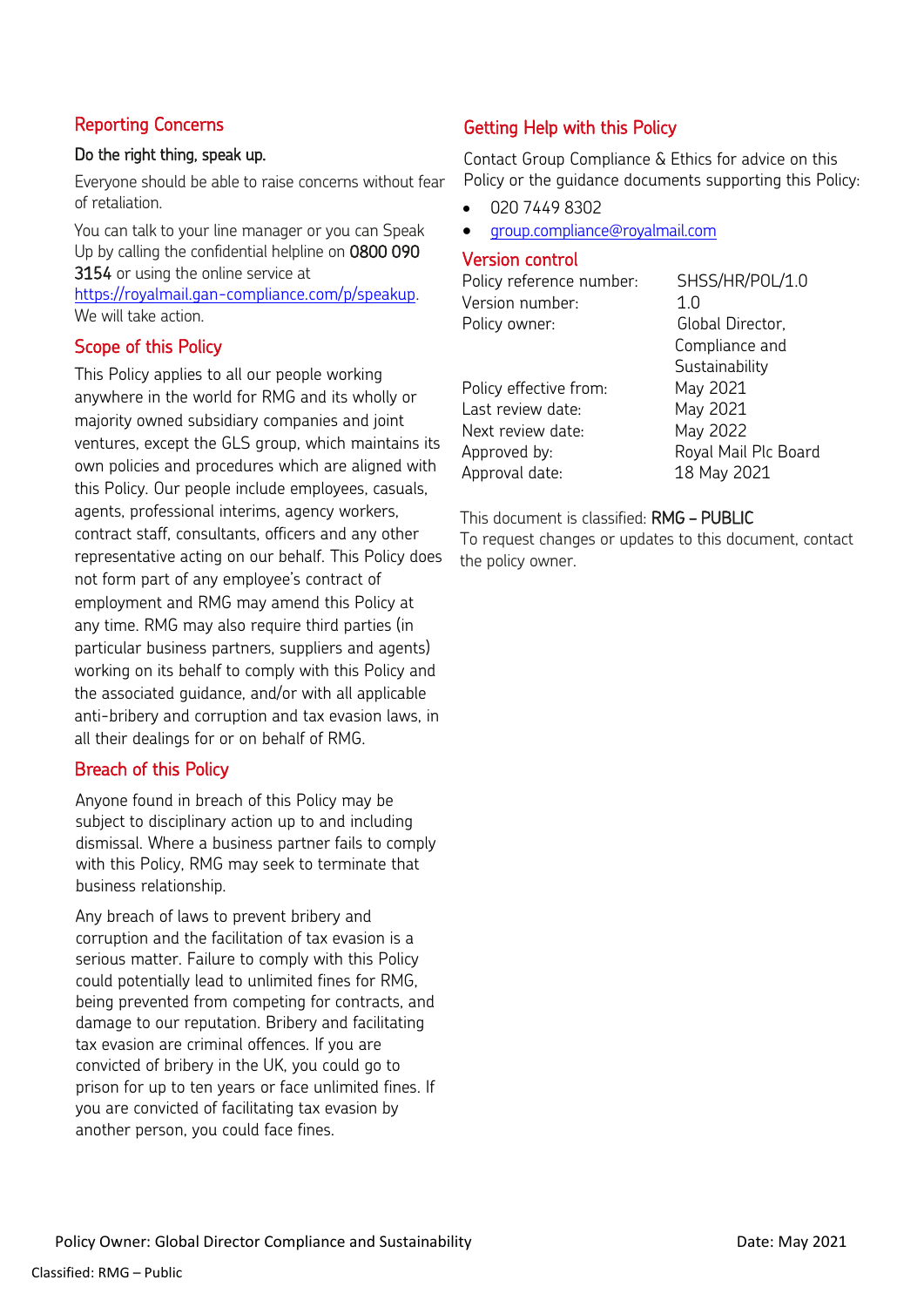## Reporting Concerns

**Do the right thing, speak up.**

Everyone should be able to raise concerns without fear of retaliation.

You can talk to your line manager or you can Speak Up by calling the confidential helpline on **0800 090 3154** or using the online service at https://royalmail.gan-compliance.com/p/speakup. We will take action.

## Scope of this Policy

This Policy applies to all our people working anywhere in the world for RMG and its wholly or majority owned subsidiary companies and joint ventures, except the GLS group, which maintains its own policies and procedures which are aligned with this Policy. Our people include employees, casuals, agents, professional interims, agency workers, contract staff, consultants, officers and any other representative acting on our behalf. This Policy does not form part of any employee's contract of employment and RMG may amend this Policy at any time. RMG may also require third parties (in particular business partners, suppliers and agents) working on its behalf to comply with this Policy and the associated guidance, and/or with all applicable anti-bribery and corruption and tax evasion laws, in all their dealings for or on behalf of RMG.

## Breach of this Policy

Anyone found in breach of this Policy may be subject to disciplinary action up to and including dismissal. Where a business partner fails to comply with this Policy, RMG may seek to terminate that business relationship.

Any breach of laws to prevent bribery and corruption and the facilitation of tax evasion is a serious matter. Failure to comply with this Policy could potentially lead to unlimited fines for RMG, being prevented from competing for contracts, and damage to our reputation. Bribery and facilitating tax evasion are criminal offences. If you are convicted of bribery in the UK, you could go to prison for up to ten years or face unlimited fines. If you are convicted of facilitating tax evasion by another person, you could face fines.

## Getting Help with this Policy

Contact Group Compliance & Ethics for advice on this Policy or the guidance documents supporting this Policy:

- 020 7449 8302
- group.compliance@royalmail.com

## Version control

| | |
|---|---|
| Policy reference number: | SHSS/HR/POL/1.0 |
| Version number: | 1.0 |
| Policy owner: | Global Director, Compliance and Sustainability |
| Policy effective from: | May 2021 |
| Last review date: | May 2021 |
| Next review date: | May 2022 |
| Approved by: | Royal Mail Plc Board |
| Approval date: | 18 May 2021 |

This document is classified: **RMG – PUBLIC**
To request changes or updates to this document, contact the policy owner.